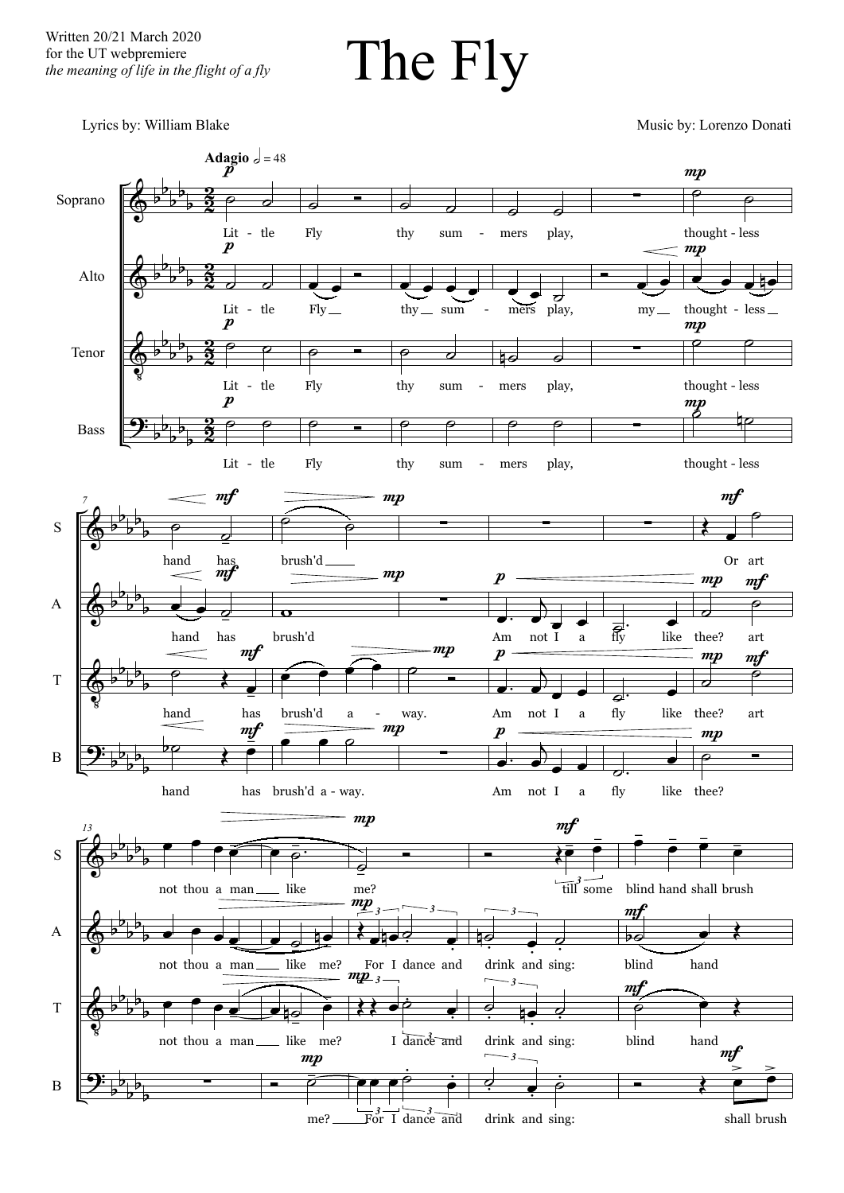Written 20/21 March 2020
for the UT webpremiere
*the meaning of life in the flight of a fly*

# The Fly

Lyrics by: William Blake

Music by: Lorenzo Donati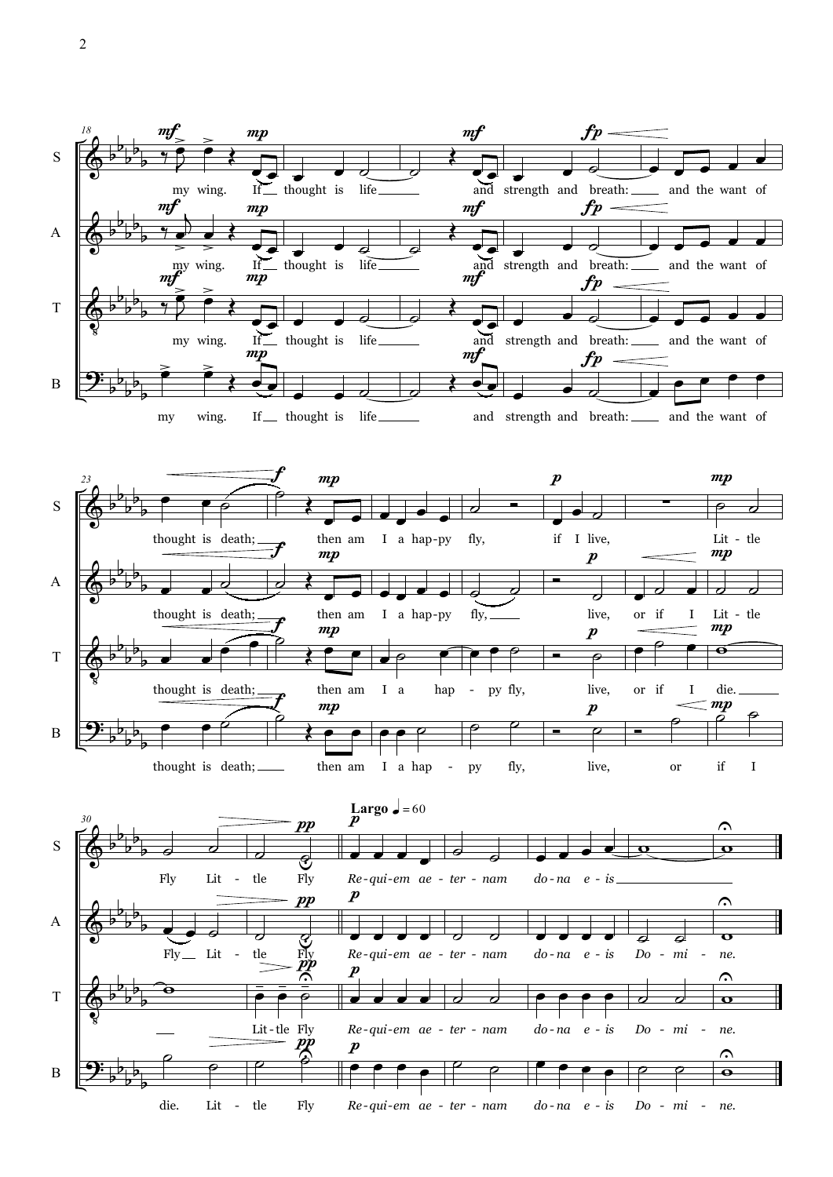my wing. If thought is life and strength and breath: and the want of thought is death; then am I a hap-py fly, if I live, or if I die. Lit - tle Fly Lit - tle Fly

**Largo** ♩ = 60

*Re-qui-em ae - ter - nam do-na e - is Do - mi - ne.*